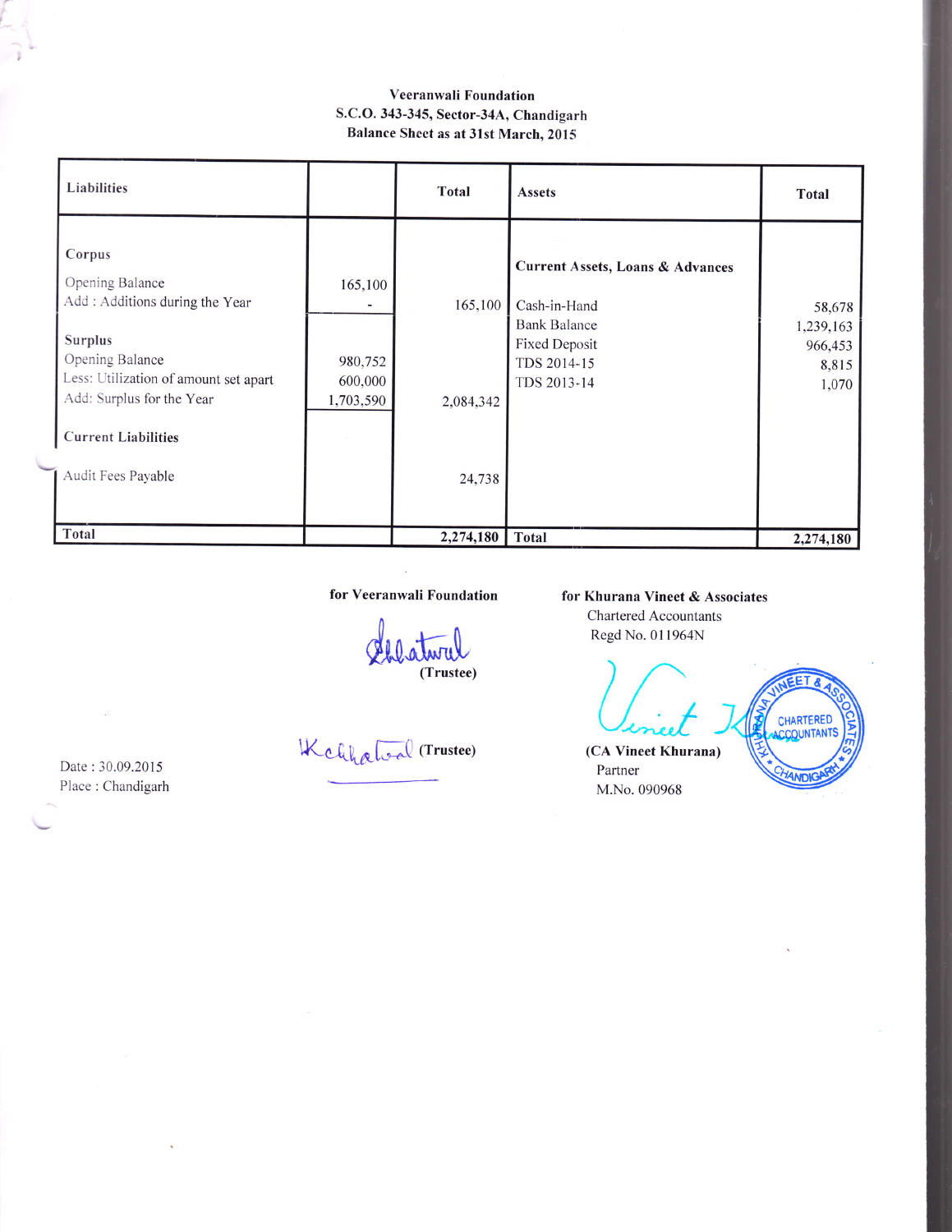**Veeranwali Foundation**
**S.C.O. 343-345, Sector-34A, Chandigarh**
**Balance Sheet as at 31st March, 2015**

| Liabilities | | Total | Assets | Total |
|---|---|---|---|---|
| **Corpus** | | | **Current Assets, Loans & Advances** | |
| Opening Balance | 165,100 | | | |
| Add : Additions during the Year | - | 165,100 | Cash-in-Hand | 58,678 |
| | | | Bank Balance | 1,239,163 |
| **Surplus** | | | Fixed Deposit | 966,453 |
| Opening Balance | 980,752 | | TDS 2014-15 | 8,815 |
| Less: Utilization of amount set apart | 600,000 | | TDS 2013-14 | 1,070 |
| Add: Surplus for the Year | 1,703,590 | 2,084,342 | | |
| **Current Liabilities** | | | | |
| Audit Fees Payable | | 24,738 | | |
| **Total** | | **2,274,180** | **Total** | **2,274,180** |

**for Veeranwali Foundation**

(Trustee)

(Trustee)

**for Khurana Vineet & Associates**
Chartered Accountants
Regd No. 011964N

**(CA Vineet Khurana)**
Partner
M.No. 090968

Date : 30.09.2015
Place : Chandigarh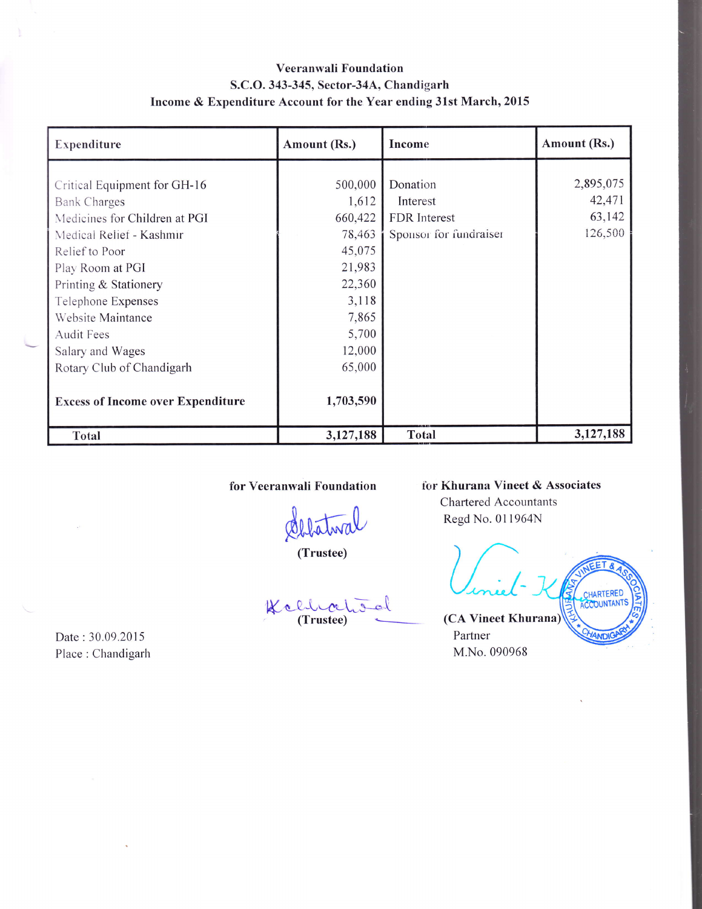# Veeranwali Foundation

## S.C.O. 343-345, Sector-34A, Chandigarh

### Income & Expenditure Account for the Year ending 31st March, 2015

| Expenditure | Amount (Rs.) | Income | Amount (Rs.) |
|---|---|---|---|
| Critical Equipment for GH-16 | 500,000 | Donation | 2,895,075 |
| Bank Charges | 1,612 | Interest | 42,471 |
| Medicines for Children at PGI | 660,422 | FDR Interest | 63,142 |
| Medical Relief - Kashmir | 78,463 | Sponsor for fundraiser | 126,500 |
| Relief to Poor | 45,075 | | |
| Play Room at PGI | 21,983 | | |
| Printing & Stationery | 22,360 | | |
| Telephone Expenses | 3,118 | | |
| Website Maintance | 7,865 | | |
| Audit Fees | 5,700 | | |
| Salary and Wages | 12,000 | | |
| Rotary Club of Chandigarh | 65,000 | | |
| **Excess of Income over Expenditure** | **1,703,590** | | |
| **Total** | **3,127,188** | **Total** | **3,127,188** |

**for Veeranwali Foundation**

(Trustee)

(Trustee)

**for Khurana Vineet & Associates**
Chartered Accountants
Regd No. 011964N

**(CA Vineet Khurana)**
Partner
M.No. 090968

Date : 30.09.2015
Place : Chandigarh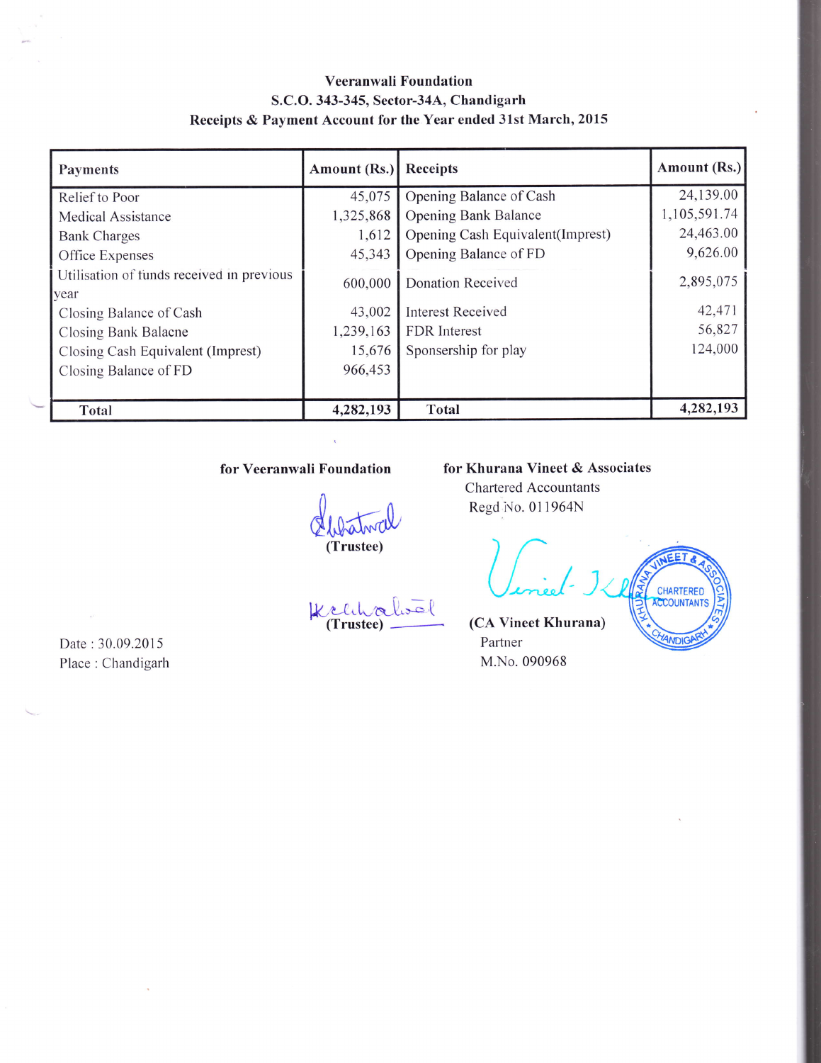**Veeranwali Foundation**
**S.C.O. 343-345, Sector-34A, Chandigarh**
**Receipts & Payment Account for the Year ended 31st March, 2015**

| Payments | Amount (Rs.) | Receipts | Amount (Rs.) |
|---|---|---|---|
| Relief to Poor | 45,075 | Opening Balance of Cash | 24,139.00 |
| Medical Assistance | 1,325,868 | Opening Bank Balance | 1,105,591.74 |
| Bank Charges | 1,612 | Opening Cash Equivalent(Imprest) | 24,463.00 |
| Office Expenses | 45,343 | Opening Balance of FD | 9,626.00 |
| Utilisation of funds received in previous year | 600,000 | Donation Received | 2,895,075 |
| Closing Balance of Cash | 43,002 | Interest Received | 42,471 |
| Closing Bank Balacne | 1,239,163 | FDR Interest | 56,827 |
| Closing Cash Equivalent (Imprest) | 15,676 | Sponsership for play | 124,000 |
| Closing Balance of FD | 966,453 | | |
| **Total** | **4,282,193** | **Total** | **4,282,193** |

**for Veeranwali Foundation**

(Trustee)

(Trustee)

**for Khurana Vineet & Associates**
Chartered Accountants
Regd No. 011964N

**(CA Vineet Khurana)**
Partner
M.No. 090968

Date : 30.09.2015
Place : Chandigarh